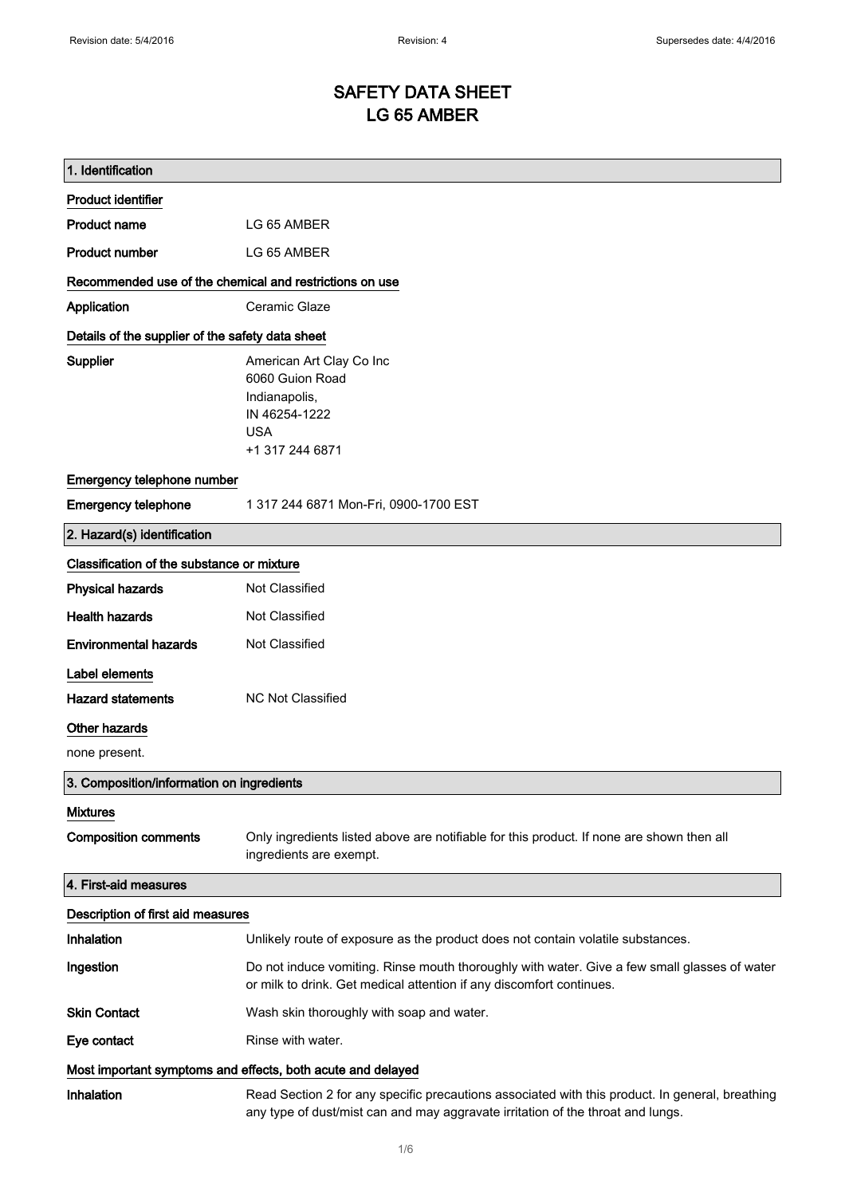# SAFETY DATA SHEET
# LG 65 AMBER

## 1. Identification

### Product identifier

**Product name** LG 65 AMBER

**Product number** LG 65 AMBER

### Recommended use of the chemical and restrictions on use

**Application** Ceramic Glaze

### Details of the supplier of the safety data sheet

**Supplier**
American Art Clay Co Inc
6060 Guion Road
Indianapolis,
IN 46254-1222
USA
+1 317 244 6871

### Emergency telephone number

**Emergency telephone** 1 317 244 6871 Mon-Fri, 0900-1700 EST

## 2. Hazard(s) identification

### Classification of the substance or mixture

**Physical hazards** Not Classified

**Health hazards** Not Classified

**Environmental hazards** Not Classified

### Label elements

**Hazard statements** NC Not Classified

### Other hazards

none present.

## 3. Composition/information on ingredients

### Mixtures

**Composition comments** Only ingredients listed above are notifiable for this product. If none are shown then all ingredients are exempt.

## 4. First-aid measures

### Description of first aid measures

**Inhalation** Unlikely route of exposure as the product does not contain volatile substances.

**Ingestion** Do not induce vomiting. Rinse mouth thoroughly with water. Give a few small glasses of water or milk to drink. Get medical attention if any discomfort continues.

**Skin Contact** Wash skin thoroughly with soap and water.

**Eye contact** Rinse with water.

### Most important symptoms and effects, both acute and delayed

**Inhalation** Read Section 2 for any specific precautions associated with this product. In general, breathing any type of dust/mist can and may aggravate irritation of the throat and lungs.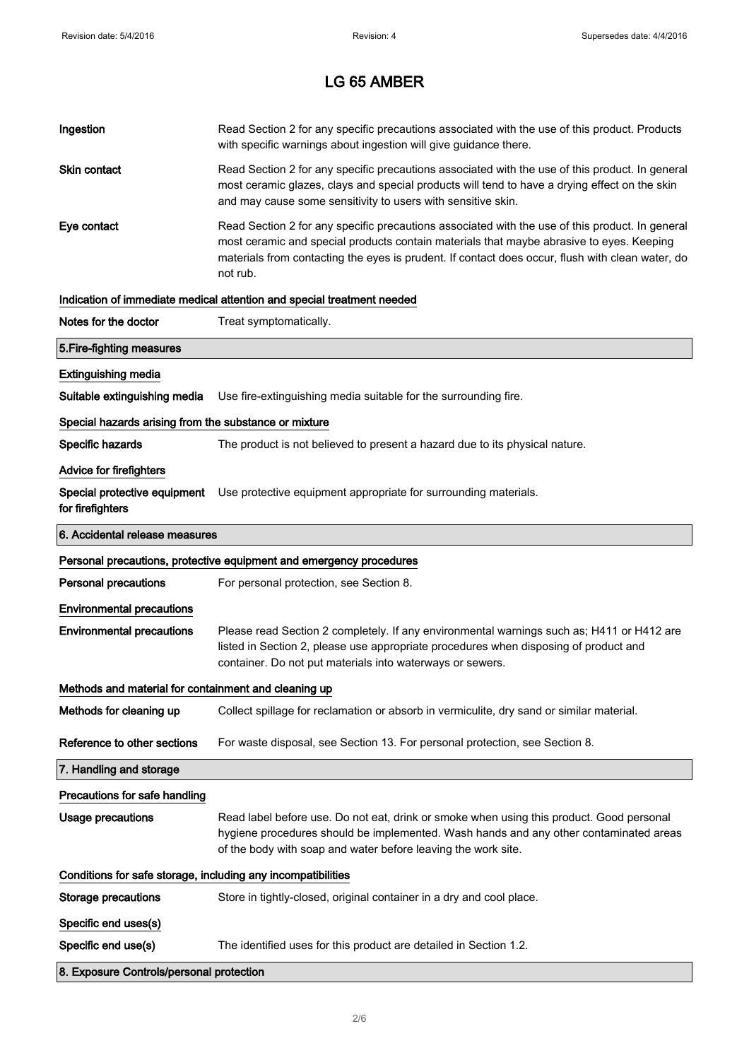# LG 65 AMBER

| | |
|---|---|
| **Ingestion** | Read Section 2 for any specific precautions associated with the use of this product. Products with specific warnings about ingestion will give guidance there. |
| **Skin contact** | Read Section 2 for any specific precautions associated with the use of this product. In general most ceramic glazes, clays and special products will tend to have a drying effect on the skin and may cause some sensitivity to users with sensitive skin. |
| **Eye contact** | Read Section 2 for any specific precautions associated with the use of this product. In general most ceramic and special products contain materials that maybe abrasive to eyes. Keeping materials from contacting the eyes is prudent. If contact does occur, flush with clean water, do not rub. |

**Indication of immediate medical attention and special treatment needed**

| | |
|---|---|
| **Notes for the doctor** | Treat symptomatically. |

## 5.Fire-fighting measures

**Extinguishing media**

| | |
|---|---|
| **Suitable extinguishing media** | Use fire-extinguishing media suitable for the surrounding fire. |

**Special hazards arising from the substance or mixture**

| | |
|---|---|
| **Specific hazards** | The product is not believed to present a hazard due to its physical nature. |

**Advice for firefighters**

| | |
|---|---|
| **Special protective equipment for firefighters** | Use protective equipment appropriate for surrounding materials. |

## 6. Accidental release measures

**Personal precautions, protective equipment and emergency procedures**

| | |
|---|---|
| **Personal precautions** | For personal protection, see Section 8. |

**Environmental precautions**

| | |
|---|---|
| **Environmental precautions** | Please read Section 2 completely. If any environmental warnings such as; H411 or H412 are listed in Section 2, please use appropriate procedures when disposing of product and container. Do not put materials into waterways or sewers. |

**Methods and material for containment and cleaning up**

| | |
|---|---|
| **Methods for cleaning up** | Collect spillage for reclamation or absorb in vermiculite, dry sand or similar material. |
| **Reference to other sections** | For waste disposal, see Section 13. For personal protection, see Section 8. |

## 7. Handling and storage

**Precautions for safe handling**

| | |
|---|---|
| **Usage precautions** | Read label before use. Do not eat, drink or smoke when using this product. Good personal hygiene procedures should be implemented. Wash hands and any other contaminated areas of the body with soap and water before leaving the work site. |

**Conditions for safe storage, including any incompatibilities**

| | |
|---|---|
| **Storage precautions** | Store in tightly-closed, original container in a dry and cool place. |

**Specific end uses(s)**

| | |
|---|---|
| **Specific end use(s)** | The identified uses for this product are detailed in Section 1.2. |

## 8. Exposure Controls/personal protection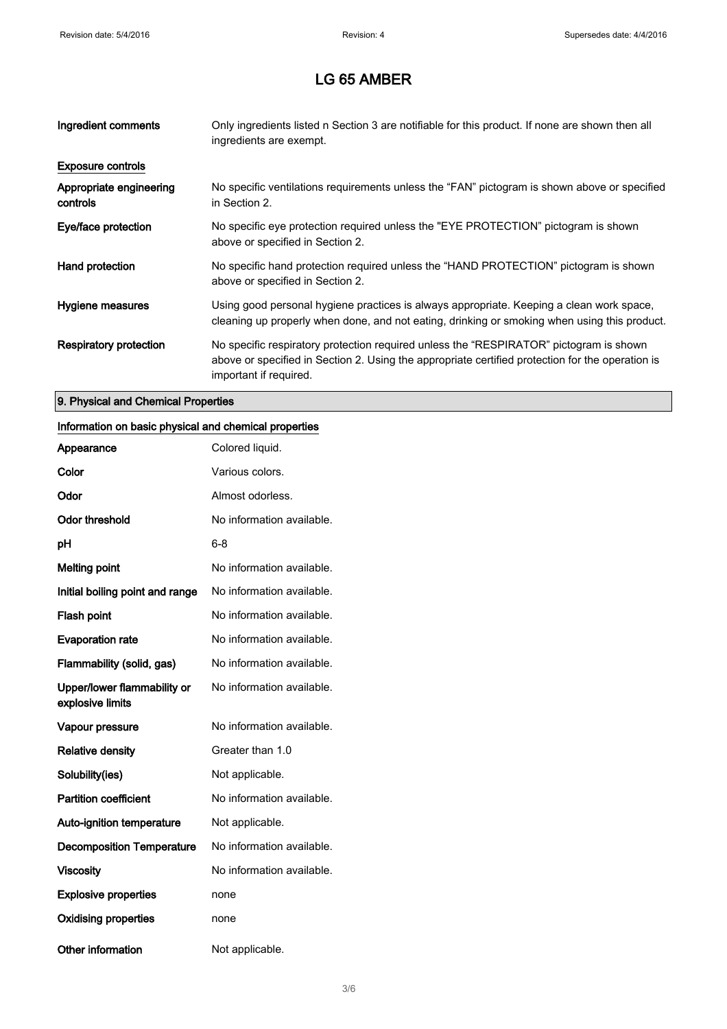# LG 65 AMBER

| | |
|---|---|
| **Ingredient comments** | Only ingredients listed n Section 3 are notifiable for this product. If none are shown then all ingredients are exempt. |

**Exposure controls**

| | |
|---|---|
| **Appropriate engineering controls** | No specific ventilations requirements unless the "FAN" pictogram is shown above or specified in Section 2. |
| **Eye/face protection** | No specific eye protection required unless the "EYE PROTECTION" pictogram is shown above or specified in Section 2. |
| **Hand protection** | No specific hand protection required unless the "HAND PROTECTION" pictogram is shown above or specified in Section 2. |
| **Hygiene measures** | Using good personal hygiene practices is always appropriate. Keeping a clean work space, cleaning up properly when done, and not eating, drinking or smoking when using this product. |
| **Respiratory protection** | No specific respiratory protection required unless the "RESPIRATOR" pictogram is shown above or specified in Section 2. Using the appropriate certified protection for the operation is important if required. |

## 9. Physical and Chemical Properties

**Information on basic physical and chemical properties**

| | |
|---|---|
| **Appearance** | Colored liquid. |
| **Color** | Various colors. |
| **Odor** | Almost odorless. |
| **Odor threshold** | No information available. |
| **pH** | 6-8 |
| **Melting point** | No information available. |
| **Initial boiling point and range** | No information available. |
| **Flash point** | No information available. |
| **Evaporation rate** | No information available. |
| **Flammability (solid, gas)** | No information available. |
| **Upper/lower flammability or explosive limits** | No information available. |
| **Vapour pressure** | No information available. |
| **Relative density** | Greater than 1.0 |
| **Solubility(ies)** | Not applicable. |
| **Partition coefficient** | No information available. |
| **Auto-ignition temperature** | Not applicable. |
| **Decomposition Temperature** | No information available. |
| **Viscosity** | No information available. |
| **Explosive properties** | none |
| **Oxidising properties** | none |
| **Other information** | Not applicable. |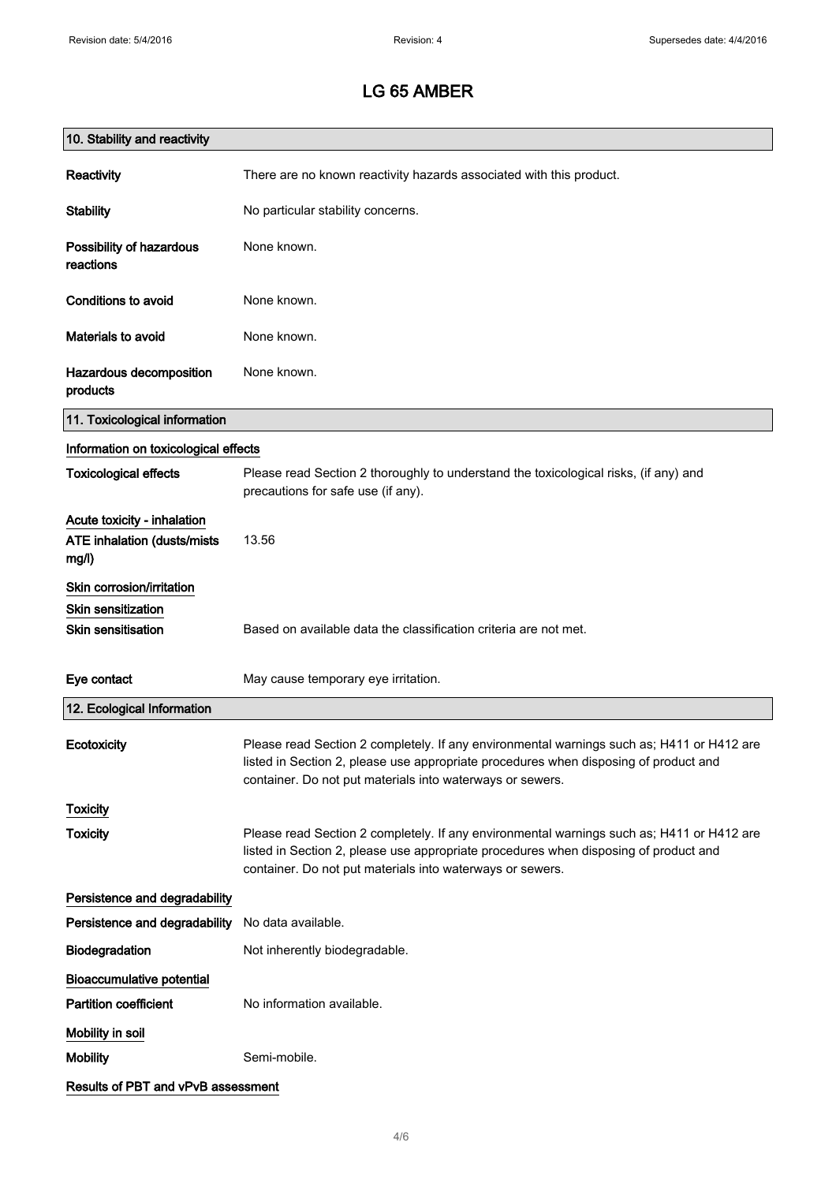# LG 65 AMBER

## 10. Stability and reactivity

**Reactivity** There are no known reactivity hazards associated with this product.

**Stability** No particular stability concerns.

**Possibility of hazardous reactions** None known.

**Conditions to avoid** None known.

**Materials to avoid** None known.

**Hazardous decomposition products** None known.

## 11. Toxicological information

### Information on toxicological effects

**Toxicological effects** Please read Section 2 thoroughly to understand the toxicological risks, (if any) and precautions for safe use (if any).

### Acute toxicity - inhalation

**ATE inhalation (dusts/mists mg/l)** 13.56

### Skin corrosion/irritation

### Skin sensitization

**Skin sensitisation** Based on available data the classification criteria are not met.

**Eye contact** May cause temporary eye irritation.

## 12. Ecological Information

**Ecotoxicity** Please read Section 2 completely. If any environmental warnings such as; H411 or H412 are listed in Section 2, please use appropriate procedures when disposing of product and container. Do not put materials into waterways or sewers.

### Toxicity

**Toxicity** Please read Section 2 completely. If any environmental warnings such as; H411 or H412 are listed in Section 2, please use appropriate procedures when disposing of product and container. Do not put materials into waterways or sewers.

### Persistence and degradability

**Persistence and degradability** No data available.

**Biodegradation** Not inherently biodegradable.

### Bioaccumulative potential

**Partition coefficient** No information available.

### Mobility in soil

**Mobility** Semi-mobile.

### Results of PBT and vPvB assessment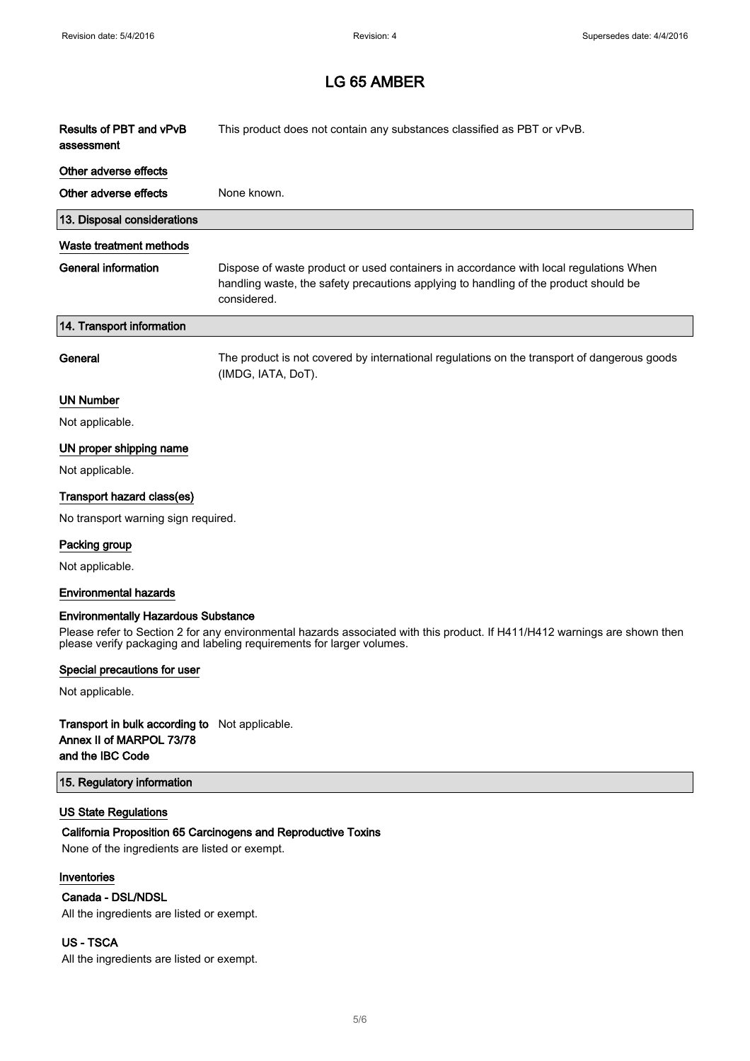# LG 65 AMBER

**Results of PBT and vPvB assessment**: This product does not contain any substances classified as PBT or vPvB.

### Other adverse effects

**Other adverse effects**: None known.

## 13. Disposal considerations

### Waste treatment methods

**General information**: Dispose of waste product or used containers in accordance with local regulations When handling waste, the safety precautions applying to handling of the product should be considered.

## 14. Transport information

**General**: The product is not covered by international regulations on the transport of dangerous goods (IMDG, IATA, DoT).

### UN Number

Not applicable.

### UN proper shipping name

Not applicable.

### Transport hazard class(es)

No transport warning sign required.

### Packing group

Not applicable.

### Environmental hazards

**Environmentally Hazardous Substance**

Please refer to Section 2 for any environmental hazards associated with this product. If H411/H412 warnings are shown then please verify packaging and labeling requirements for larger volumes.

### Special precautions for user

Not applicable.

**Transport in bulk according to Annex II of MARPOL 73/78 and the IBC Code**: Not applicable.

## 15. Regulatory information

### US State Regulations

**California Proposition 65 Carcinogens and Reproductive Toxins**

None of the ingredients are listed or exempt.

### Inventories

**Canada - DSL/NDSL**

All the ingredients are listed or exempt.

**US - TSCA**

All the ingredients are listed or exempt.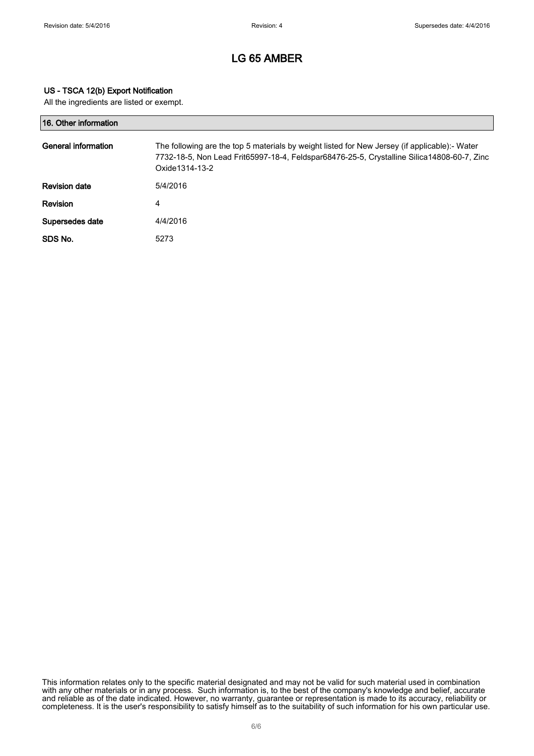# LG 65 AMBER

### US - TSCA 12(b) Export Notification

All the ingredients are listed or exempt.

## 16. Other information

| | |
|---|---|
| **General information** | The following are the top 5 materials by weight listed for New Jersey (if applicable):- Water 7732-18-5, Non Lead Frit65997-18-4, Feldspar68476-25-5, Crystalline Silica14808-60-7, Zinc Oxide1314-13-2 |
| **Revision date** | 5/4/2016 |
| **Revision** | 4 |
| **Supersedes date** | 4/4/2016 |
| **SDS No.** | 5273 |

This information relates only to the specific material designated and may not be valid for such material used in combination with any other materials or in any process. Such information is, to the best of the company's knowledge and belief, accurate and reliable as of the date indicated. However, no warranty, guarantee or representation is made to its accuracy, reliability or completeness. It is the user's responsibility to satisfy himself as to the suitability of such information for his own particular use.